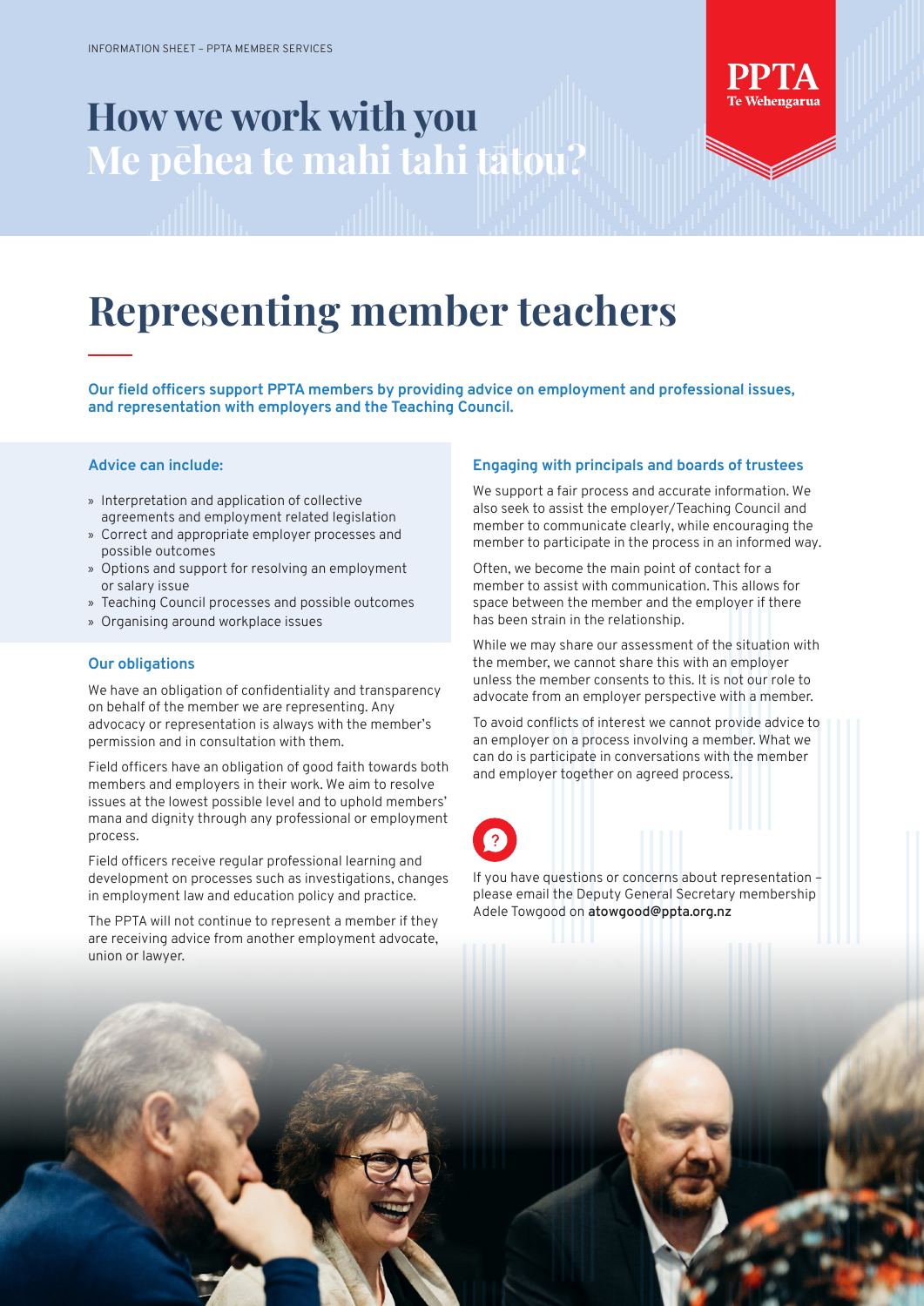INFORMATION SHEET – PPTA MEMBER SERVICES

# How we work with you
# Me pēhea te mahi tahi tātou?

PPTA
Te Wehengarua

## Representing member teachers

**Our field officers support PPTA members by providing advice on employment and professional issues, and representation with employers and the Teaching Council.**

### Advice can include:

- Interpretation and application of collective agreements and employment related legislation
- Correct and appropriate employer processes and possible outcomes
- Options and support for resolving an employment or salary issue
- Teaching Council processes and possible outcomes
- Organising around workplace issues

### Our obligations

We have an obligation of confidentiality and transparency on behalf of the member we are representing. Any advocacy or representation is always with the member's permission and in consultation with them.

Field officers have an obligation of good faith towards both members and employers in their work. We aim to resolve issues at the lowest possible level and to uphold members' mana and dignity through any professional or employment process.

Field officers receive regular professional learning and development on processes such as investigations, changes in employment law and education policy and practice.

The PPTA will not continue to represent a member if they are receiving advice from another employment advocate, union or lawyer.

### Engaging with principals and boards of trustees

We support a fair process and accurate information. We also seek to assist the employer/Teaching Council and member to communicate clearly, while encouraging the member to participate in the process in an informed way.

Often, we become the main point of contact for a member to assist with communication. This allows for space between the member and the employer if there has been strain in the relationship.

While we may share our assessment of the situation with the member, we cannot share this with an employer unless the member consents to this. It is not our role to advocate from an employer perspective with a member.

To avoid conflicts of interest we cannot provide advice to an employer on a process involving a member. What we can do is participate in conversations with the member and employer together on agreed process.

If you have questions or concerns about representation – please email the Deputy General Secretary membership Adele Towgood on **atowgood@ppta.org.nz**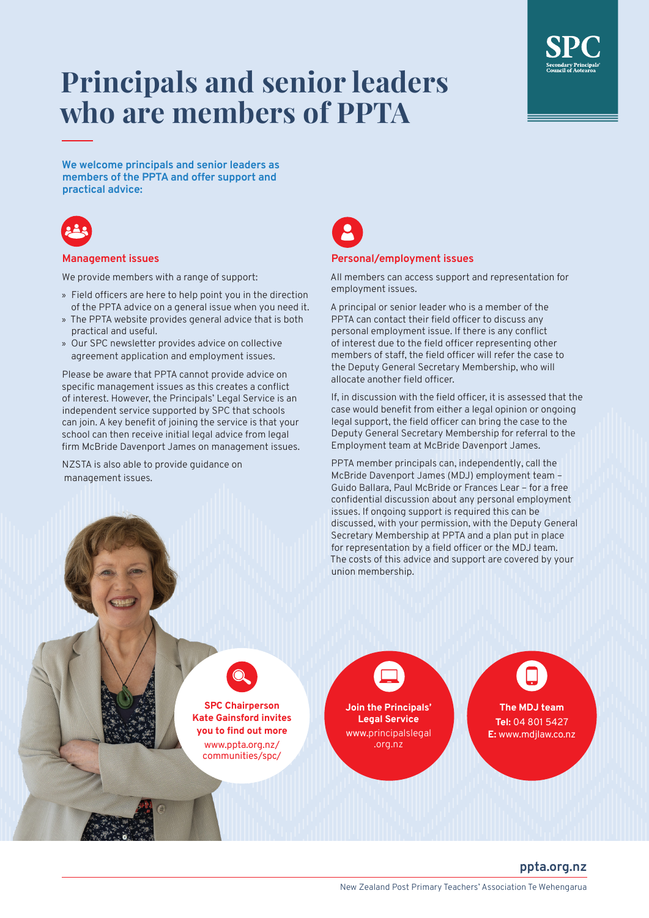SPC

Secondary Principals' Council of Aotearoa

# Principals and senior leaders who are members of PPTA

**We welcome principals and senior leaders as members of the PPTA and offer support and practical advice:**

## Management issues

We provide members with a range of support:

- Field officers are here to help point you in the direction of the PPTA advice on a general issue when you need it.
- The PPTA website provides general advice that is both practical and useful.
- Our SPC newsletter provides advice on collective agreement application and employment issues.

Please be aware that PPTA cannot provide advice on specific management issues as this creates a conflict of interest. However, the Principals' Legal Service is an independent service supported by SPC that schools can join. A key benefit of joining the service is that your school can then receive initial legal advice from legal firm McBride Davenport James on management issues.

NZSTA is also able to provide guidance on management issues.

## Personal/employment issues

All members can access support and representation for employment issues.

A principal or senior leader who is a member of the PPTA can contact their field officer to discuss any personal employment issue. If there is any conflict of interest due to the field officer representing other members of staff, the field officer will refer the case to the Deputy General Secretary Membership, who will allocate another field officer.

If, in discussion with the field officer, it is assessed that the case would benefit from either a legal opinion or ongoing legal support, the field officer can bring the case to the Deputy General Secretary Membership for referral to the Employment team at McBride Davenport James.

PPTA member principals can, independently, call the McBride Davenport James (MDJ) employment team – Guido Ballara, Paul McBride or Frances Lear – for a free confidential discussion about any personal employment issues. If ongoing support is required this can be discussed, with your permission, with the Deputy General Secretary Membership at PPTA and a plan put in place for representation by a field officer or the MDJ team. The costs of this advice and support are covered by your union membership.

**SPC Chairperson Kate Gainsford invites you to find out more**
www.ppta.org.nz/communities/spc/

**Join the Principals' Legal Service**
www.principalslegal.org.nz

**The MDJ team**
**Tel:** 04 801 5427
**E:** www.mdjlaw.co.nz

ppta.org.nz

New Zealand Post Primary Teachers' Association Te Wehengarua